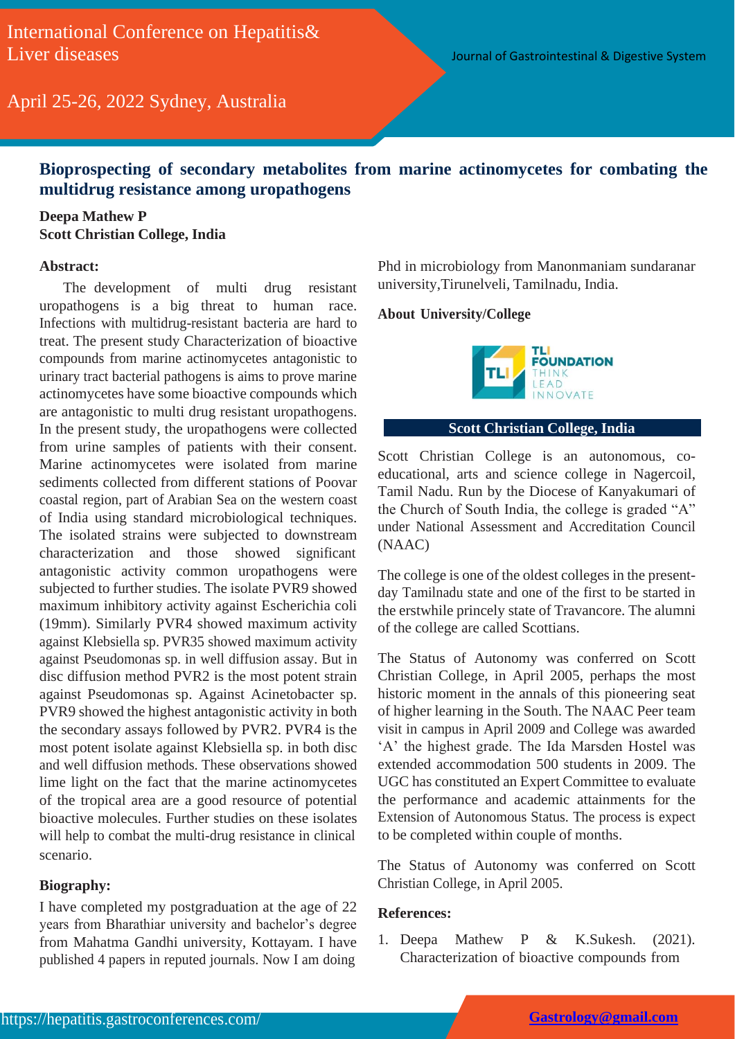# Bioprospecting of secondary metabolites from marine actinomycetes for combating the multidrug resistance among uropathogens

**Deepa Mathew P**
**Scott Christian College, India**

### Abstract:

The development of multi drug resistant uropathogens is a big threat to human race. Infections with multidrug-resistant bacteria are hard to treat. The present study Characterization of bioactive compounds from marine actinomycetes antagonistic to urinary tract bacterial pathogens is aims to prove marine actinomycetes have some bioactive compounds which are antagonistic to multi drug resistant uropathogens. In the present study, the uropathogens were collected from urine samples of patients with their consent. Marine actinomycetes were isolated from marine sediments collected from different stations of Poovar coastal region, part of Arabian Sea on the western coast of India using standard microbiological techniques. The isolated strains were subjected to downstream characterization and those showed significant antagonistic activity common uropathogens were subjected to further studies. The isolate PVR9 showed maximum inhibitory activity against Escherichia coli (19mm). Similarly PVR4 showed maximum activity against Klebsiella sp. PVR35 showed maximum activity against Pseudomonas sp. in well diffusion assay. But in disc diffusion method PVR2 is the most potent strain against Pseudomonas sp. Against Acinetobacter sp. PVR9 showed the highest antagonistic activity in both the secondary assays followed by PVR2. PVR4 is the most potent isolate against Klebsiella sp. in both disc and well diffusion methods. These observations showed lime light on the fact that the marine actinomycetes of the tropical area are a good resource of potential bioactive molecules. Further studies on these isolates will help to combat the multi-drug resistance in clinical scenario.

### Biography:

I have completed my postgraduation at the age of 22 years from Bharathiar university and bachelor's degree from Mahatma Gandhi university, Kottayam. I have published 4 papers in reputed journals. Now I am doing Phd in microbiology from Manonmaniam sundaranar university,Tirunelveli, Tamilnadu, India.

### About University/College

TLI FOUNDATION THINK LEAD INNOVATE

**Scott Christian College, India**

Scott Christian College is an autonomous, co-educational, arts and science college in Nagercoil, Tamil Nadu. Run by the Diocese of Kanyakumari of the Church of South India, the college is graded "A" under National Assessment and Accreditation Council (NAAC)

The college is one of the oldest colleges in the present-day Tamilnadu state and one of the first to be started in the erstwhile princely state of Travancore. The alumni of the college are called Scottians.

The Status of Autonomy was conferred on Scott Christian College, in April 2005, perhaps the most historic moment in the annals of this pioneering seat of higher learning in the South. The NAAC Peer team visit in campus in April 2009 and College was awarded 'A' the highest grade. The Ida Marsden Hostel was extended accommodation 500 students in 2009. The UGC has constituted an Expert Committee to evaluate the performance and academic attainments for the Extension of Autonomous Status. The process is expect to be completed within couple of months.

The Status of Autonomy was conferred on Scott Christian College, in April 2005.

### References:

1. Deepa Mathew P & K.Sukesh. (2021). Characterization of bioactive compounds from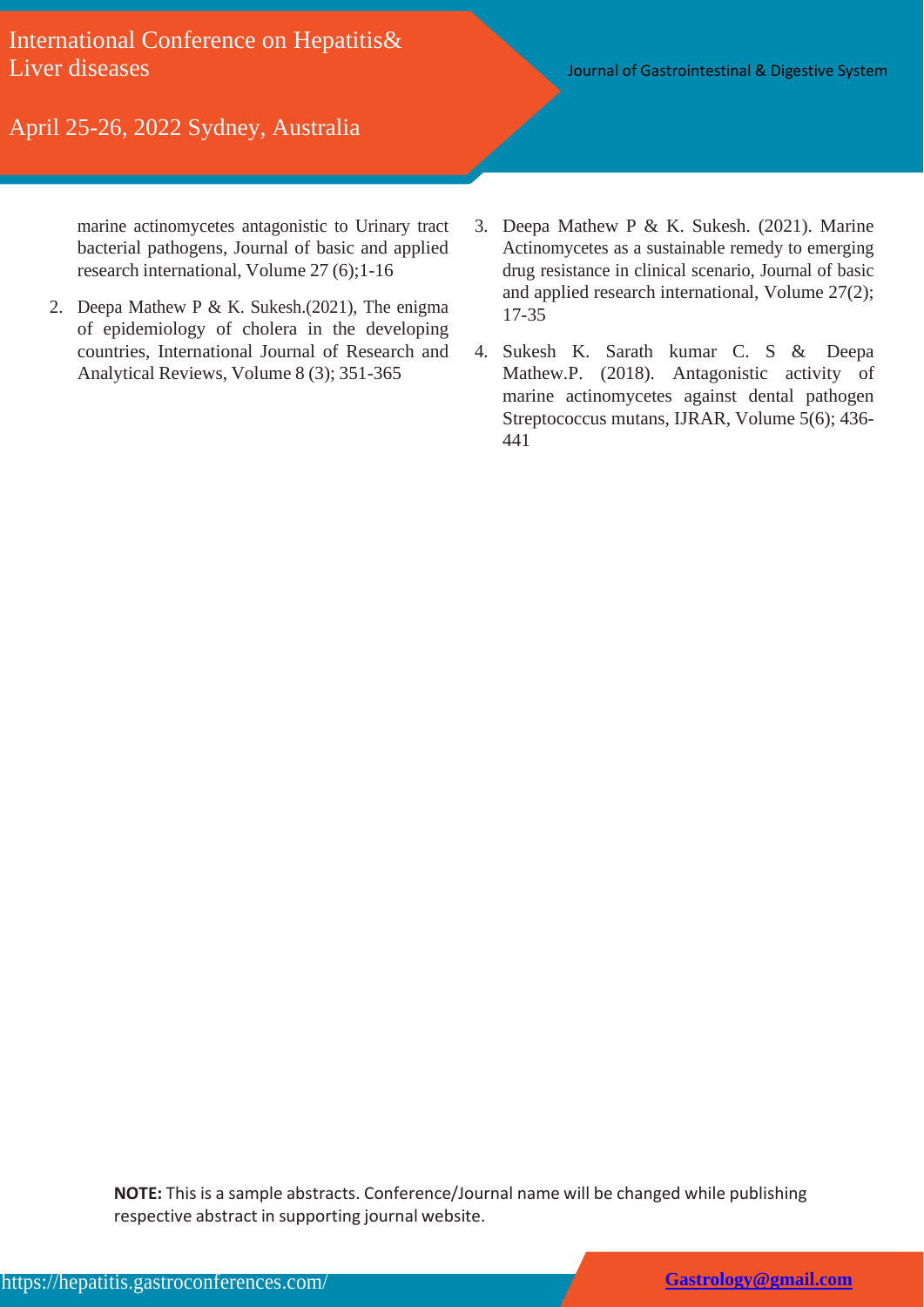marine actinomycetes antagonistic to Urinary tract bacterial pathogens, Journal of basic and applied research international, Volume 27 (6);1-16

2. Deepa Mathew P & K. Sukesh.(2021), The enigma of epidemiology of cholera in the developing countries, International Journal of Research and Analytical Reviews, Volume 8 (3); 351-365
3. Deepa Mathew P & K. Sukesh. (2021). Marine Actinomycetes as a sustainable remedy to emerging drug resistance in clinical scenario, Journal of basic and applied research international, Volume 27(2); 17-35
4. Sukesh K. Sarath kumar C. S & Deepa Mathew.P. (2018). Antagonistic activity of marine actinomycetes against dental pathogen Streptococcus mutans, IJRAR, Volume 5(6); 436-441

**NOTE:** This is a sample abstracts. Conference/Journal name will be changed while publishing respective abstract in supporting journal website.